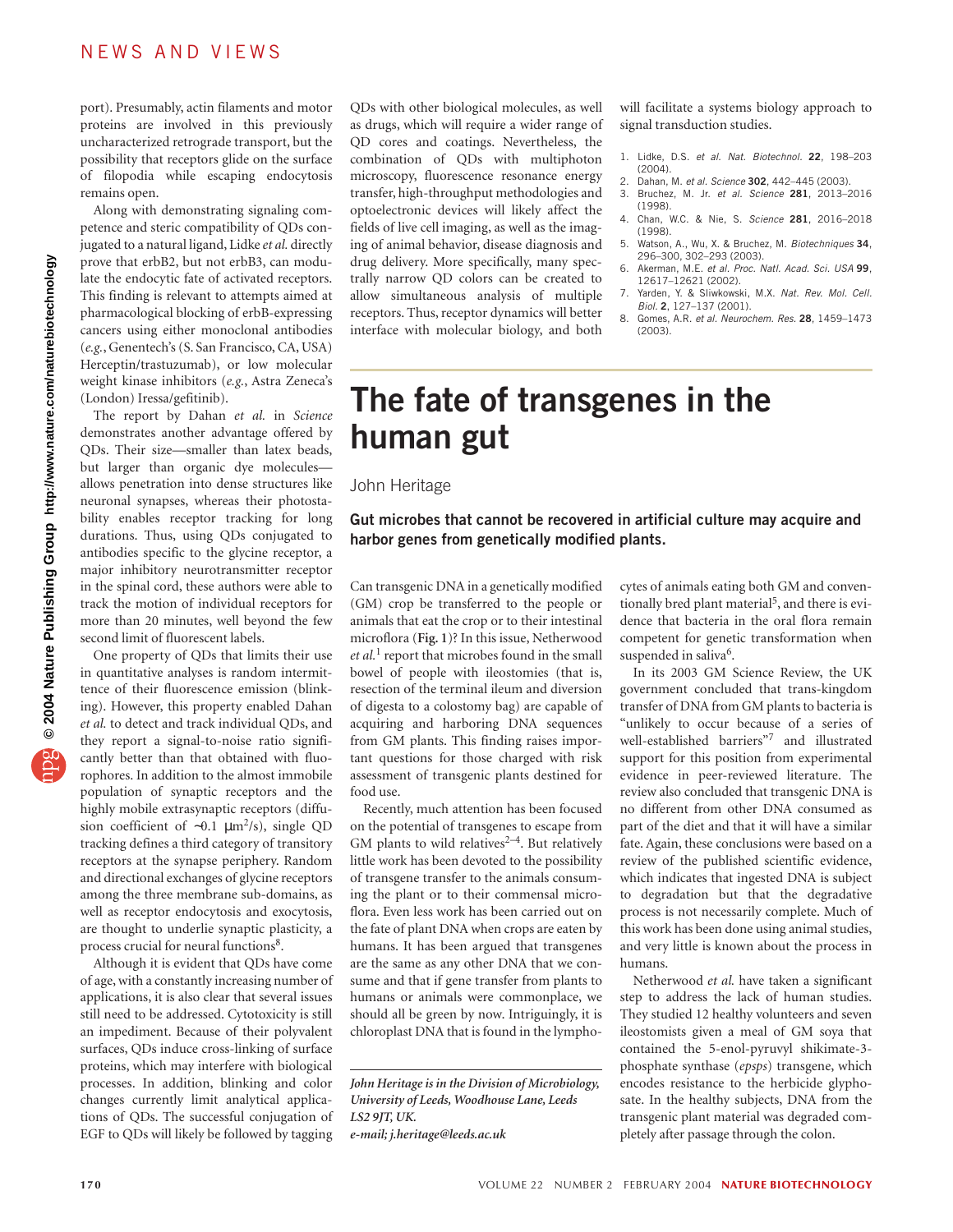port). Presumably, actin filaments and motor proteins are involved in this previously uncharacterized retrograde transport, but the possibility that receptors glide on the surface of filopodia while escaping endocytosis remains open.

Along with demonstrating signaling competence and steric compatibility of QDs conjugated to a natural ligand, Lidke *et al.* directly prove that erbB2, but not erbB3, can modulate the endocytic fate of activated receptors. This finding is relevant to attempts aimed at pharmacological blocking of erbB-expressing cancers using either monoclonal antibodies (*e.g.*, Genentech's (S. San Francisco, CA, USA) Herceptin/trastuzumab), or low molecular weight kinase inhibitors (*e.g.*, Astra Zeneca's (London) Iressa/gefitinib).

The report by Dahan *et al.* in *Science* demonstrates another advantage offered by QDs. Their size—smaller than latex beads, but larger than organic dye molecules—allows penetration into dense structures like neuronal synapses, whereas their photostability enables receptor tracking for long durations. Thus, using QDs conjugated to antibodies specific to the glycine receptor, a major inhibitory neurotransmitter receptor in the spinal cord, these authors were able to track the motion of individual receptors for more than 20 minutes, well beyond the few second limit of fluorescent labels.

One property of QDs that limits their use in quantitative analyses is random intermittence of their fluorescence emission (blinking). However, this property enabled Dahan *et al.* to detect and track individual QDs, and they report a signal-to-noise ratio significantly better than that obtained with fluorophores. In addition to the almost immobile population of synaptic receptors and the highly mobile extrasynaptic receptors (diffusion coefficient of ~0.1 μm²/s), single QD tracking defines a third category of transitory receptors at the synapse periphery. Random and directional exchanges of glycine receptors among the three membrane sub-domains, as well as receptor endocytosis and exocytosis, are thought to underlie synaptic plasticity, a process crucial for neural functions[8].

Although it is evident that QDs have come of age, with a constantly increasing number of applications, it is also clear that several issues still need to be addressed. Cytotoxicity is still an impediment. Because of their polyvalent surfaces, QDs induce cross-linking of surface proteins, which may interfere with biological processes. In addition, blinking and color changes currently limit analytical applications of QDs. The successful conjugation of EGF to QDs will likely be followed by tagging QDs with other biological molecules, as well as drugs, which will require a wider range of QD cores and coatings. Nevertheless, the combination of QDs with multiphoton microscopy, fluorescence resonance energy transfer, high-throughput methodologies and optoelectronic devices will likely affect the fields of live cell imaging, as well as the imaging of animal behavior, disease diagnosis and drug delivery. More specifically, many spectrally narrow QD colors can be created to allow simultaneous analysis of multiple receptors. Thus, receptor dynamics will better interface with molecular biology, and both will facilitate a systems biology approach to signal transduction studies.

1. Lidke, D.S. *et al. Nat. Biotechnol.* **22**, 198–203 (2004).
2. Dahan, M. *et al. Science* **302**, 442–445 (2003).
3. Bruchez, M. Jr. *et al. Science* **281**, 2013–2016 (1998).
4. Chan, W.C. & Nie, S. *Science* **281**, 2016–2018 (1998).
5. Watson, A., Wu, X. & Bruchez, M. *Biotechniques* **34**, 296–300, 302–293 (2003).
6. Akerman, M.E. *et al. Proc. Natl. Acad. Sci. USA* **99**, 12617–12621 (2002).
7. Yarden, Y. & Sliwkowski, M.X. *Nat. Rev. Mol. Cell. Biol.* **2**, 127–137 (2001).
8. Gomes, A.R. *et al. Neurochem. Res.* **28**, 1459–1473 (2003).

# The fate of transgenes in the human gut

John Heritage

**Gut microbes that cannot be recovered in artificial culture may acquire and harbor genes from genetically modified plants.**

Can transgenic DNA in a genetically modified (GM) crop be transferred to the people or animals that eat the crop or to their intestinal microflora (**Fig. 1**)? In this issue, Netherwood *et al.*[1] report that microbes found in the small bowel of people with ileostomies (that is, resection of the terminal ileum and diversion of digesta to a colostomy bag) are capable of acquiring and harboring DNA sequences from GM plants. This finding raises important questions for those charged with risk assessment of transgenic plants destined for food use.

Recently, much attention has been focused on the potential of transgenes to escape from GM plants to wild relatives[2–4]. But relatively little work has been devoted to the possibility of transgene transfer to the animals consuming the plant or to their commensal microflora. Even less work has been carried out on the fate of plant DNA when crops are eaten by humans. It has been argued that transgenes are the same as any other DNA that we consume and that if gene transfer from plants to humans or animals were commonplace, we should all be green by now. Intriguingly, it is chloroplast DNA that is found in the lymphocytes of animals eating both GM and conventionally bred plant material[5], and there is evidence that bacteria in the oral flora remain competent for genetic transformation when suspended in saliva[6].

In its 2003 GM Science Review, the UK government concluded that trans-kingdom transfer of DNA from GM plants to bacteria is "unlikely to occur because of a series of well-established barriers"[7] and illustrated support for this position from experimental evidence in peer-reviewed literature. The review also concluded that transgenic DNA is no different from other DNA consumed as part of the diet and that it will have a similar fate. Again, these conclusions were based on a review of the published scientific evidence, which indicates that ingested DNA is subject to degradation but that the degradative process is not necessarily complete. Much of this work has been done using animal studies, and very little is known about the process in humans.

Netherwood *et al.* have taken a significant step to address the lack of human studies. They studied 12 healthy volunteers and seven ileostomists given a meal of GM soya that contained the 5-enol-pyruvyl shikimate-3-phosphate synthase (*epsps*) transgene, which encodes resistance to the herbicide glyphosate. In the healthy subjects, DNA from the transgenic plant material was degraded completely after passage through the colon.

***John Heritage is in the Division of Microbiology, University of Leeds, Woodhouse Lane, Leeds LS2 9JT, UK.***
***e-mail; j.heritage@leeds.ac.uk***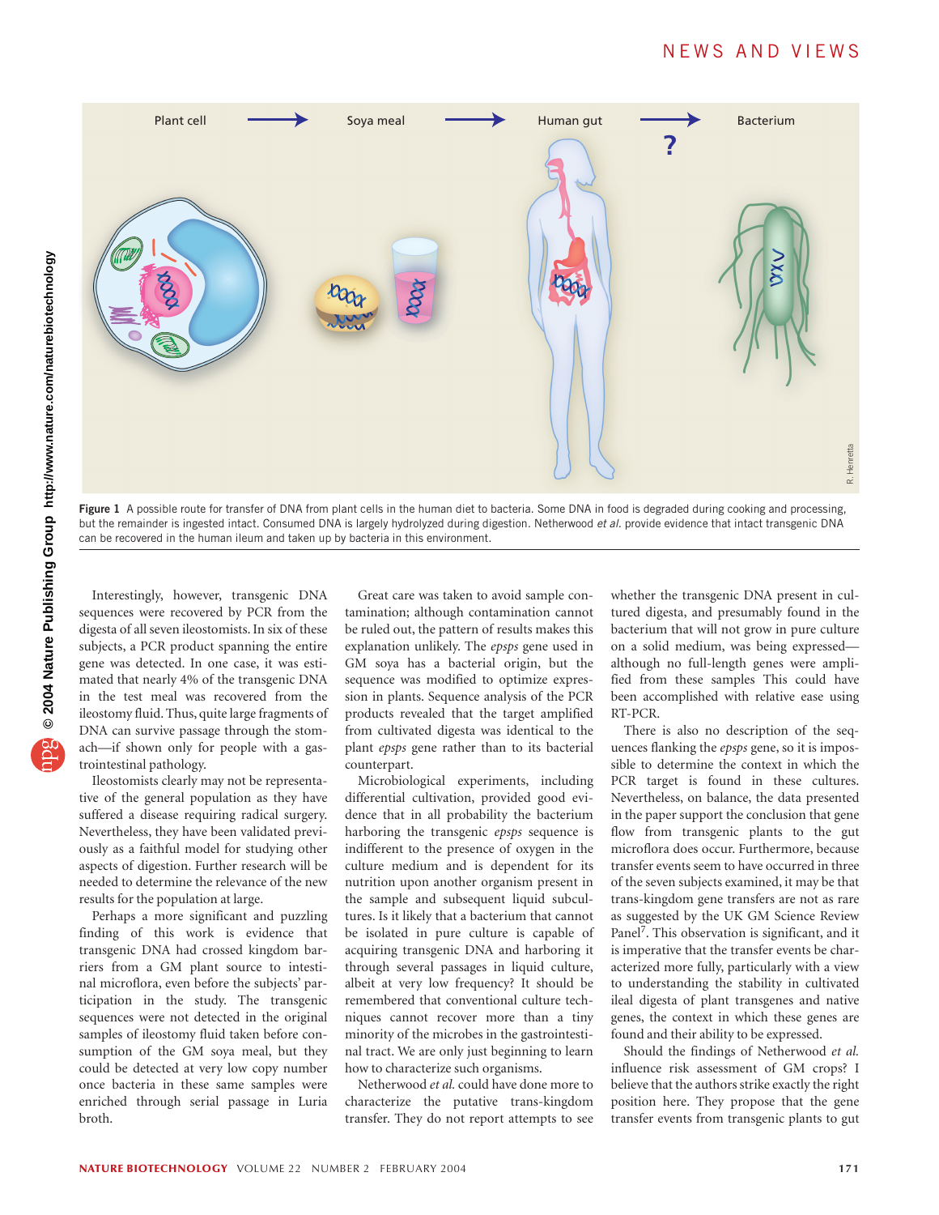**Figure 1** A possible route for transfer of DNA from plant cells in the human diet to bacteria. Some DNA in food is degraded during cooking and processing, but the remainder is ingested intact. Consumed DNA is largely hydrolyzed during digestion. Netherwood *et al.* provide evidence that intact transgenic DNA can be recovered in the human ileum and taken up by bacteria in this environment.

Interestingly, however, transgenic DNA sequences were recovered by PCR from the digesta of all seven ileostomists. In six of these subjects, a PCR product spanning the entire gene was detected. In one case, it was estimated that nearly 4% of the transgenic DNA in the test meal was recovered from the ileostomy fluid. Thus, quite large fragments of DNA can survive passage through the stomach—if shown only for people with a gastrointestinal pathology.

Ileostomists clearly may not be representative of the general population as they have suffered a disease requiring radical surgery. Nevertheless, they have been validated previously as a faithful model for studying other aspects of digestion. Further research will be needed to determine the relevance of the new results for the population at large.

Perhaps a more significant and puzzling finding of this work is evidence that transgenic DNA had crossed kingdom barriers from a GM plant source to intestinal microflora, even before the subjects' participation in the study. The transgenic sequences were not detected in the original samples of ileostomy fluid taken before consumption of the GM soya meal, but they could be detected at very low copy number once bacteria in these same samples were enriched through serial passage in Luria broth.

Great care was taken to avoid sample contamination; although contamination cannot be ruled out, the pattern of results makes this explanation unlikely. The *epsps* gene used in GM soya has a bacterial origin, but the sequence was modified to optimize expression in plants. Sequence analysis of the PCR products revealed that the target amplified from cultivated digesta was identical to the plant *epsps* gene rather than to its bacterial counterpart.

Microbiological experiments, including differential cultivation, provided good evidence that in all probability the bacterium harboring the transgenic *epsps* sequence is indifferent to the presence of oxygen in the culture medium and is dependent for its nutrition upon another organism present in the sample and subsequent liquid subcultures. Is it likely that a bacterium that cannot be isolated in pure culture is capable of acquiring transgenic DNA and harboring it through several passages in liquid culture, albeit at very low frequency? It should be remembered that conventional culture techniques cannot recover more than a tiny minority of the microbes in the gastrointestinal tract. We are only just beginning to learn how to characterize such organisms.

Netherwood *et al.* could have done more to characterize the putative trans-kingdom transfer. They do not report attempts to see whether the transgenic DNA present in cultured digesta, and presumably found in the bacterium that will not grow in pure culture on a solid medium, was being expressed—although no full-length genes were amplified from these samples This could have been accomplished with relative ease using RT-PCR.

There is also no description of the sequences flanking the *epsps* gene, so it is impossible to determine the context in which the PCR target is found in these cultures. Nevertheless, on balance, the data presented in the paper support the conclusion that gene flow from transgenic plants to the gut microflora does occur. Furthermore, because transfer events seem to have occurred in three of the seven subjects examined, it may be that trans-kingdom gene transfers are not as rare as suggested by the UK GM Science Review Panel[7]. This observation is significant, and it is imperative that the transfer events be characterized more fully, particularly with a view to understanding the stability in cultivated ileal digesta of plant transgenes and native genes, the context in which these genes are found and their ability to be expressed.

Should the findings of Netherwood *et al.* influence risk assessment of GM crops? I believe that the authors strike exactly the right position here. They propose that the gene transfer events from transgenic plants to gut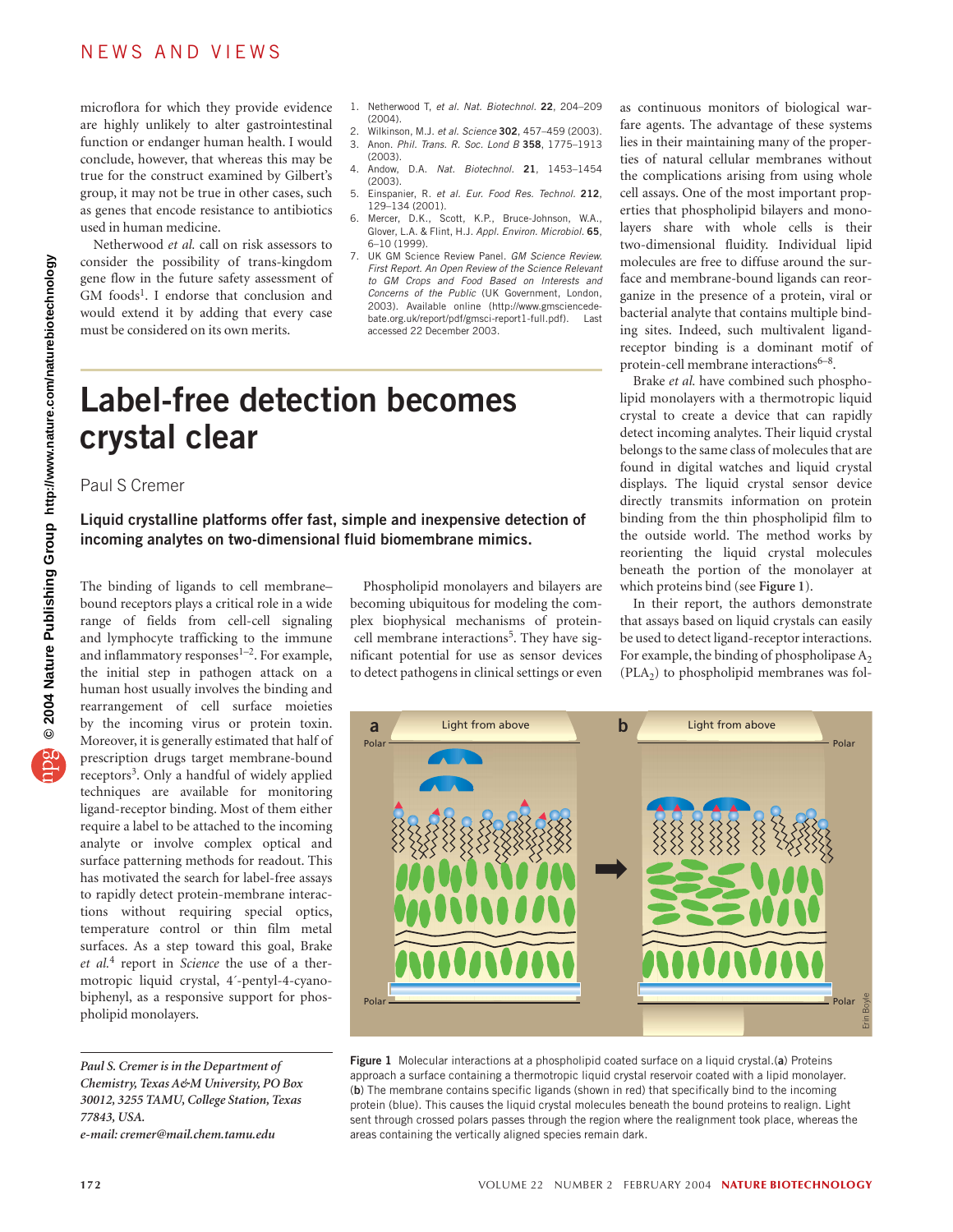microflora for which they provide evidence are highly unlikely to alter gastrointestinal function or endanger human health. I would conclude, however, that whereas this may be true for the construct examined by Gilbert's group, it may not be true in other cases, such as genes that encode resistance to antibiotics used in human medicine.

Netherwood *et al.* call on risk assessors to consider the possibility of trans-kingdom gene flow in the future safety assessment of GM foods[1]. I endorse that conclusion and would extend it by adding that every case must be considered on its own merits.

1. Netherwood T, *et al. Nat. Biotechnol.* **22**, 204–209 (2004).
2. Wilkinson, M.J. *et al. Science* **302**, 457–459 (2003).
3. Anon. *Phil. Trans. R. Soc. Lond B* **358**, 1775–1913 (2003).
4. Andow, D.A. *Nat. Biotechnol.* **21**, 1453–1454 (2003).
5. Einspanier, R. *et al. Eur. Food Res. Technol.* **212**, 129–134 (2001).
6. Mercer, D.K., Scott, K.P., Bruce-Johnson, W.A., Glover, L.A. & Flint, H.J. *Appl. Environ. Microbiol.* **65**, 6–10 (1999).
7. UK GM Science Review Panel. *GM Science Review. First Report. An Open Review of the Science Relevant to GM Crops and Food Based on Interests and Concerns of the Public* (UK Government, London, 2003). Available online (http://www.gmsciencedebate.org.uk/report/pdf/gmsci-report1-full.pdf). Last accessed 22 December 2003.

# Label-free detection becomes crystal clear

Paul S Cremer

**Liquid crystalline platforms offer fast, simple and inexpensive detection of incoming analytes on two-dimensional fluid biomembrane mimics.**

The binding of ligands to cell membrane–bound receptors plays a critical role in a wide range of fields from cell-cell signaling and lymphocyte trafficking to the immune and inflammatory responses[1–2]. For example, the initial step in pathogen attack on a human host usually involves the binding and rearrangement of cell surface moieties by the incoming virus or protein toxin. Moreover, it is generally estimated that half of prescription drugs target membrane-bound receptors[3]. Only a handful of widely applied techniques are available for monitoring ligand-receptor binding. Most of them either require a label to be attached to the incoming analyte or involve complex optical and surface patterning methods for readout. This has motivated the search for label-free assays to rapidly detect protein-membrane interactions without requiring special optics, temperature control or thin film metal surfaces. As a step toward this goal, Brake *et al.*[4] report in *Science* the use of a thermotropic liquid crystal, 4′-pentyl-4-cyanobiphenyl, as a responsive support for phospholipid monolayers.

Phospholipid monolayers and bilayers are becoming ubiquitous for modeling the complex biophysical mechanisms of protein-cell membrane interactions[5]. They have significant potential for use as sensor devices to detect pathogens in clinical settings or even as continuous monitors of biological warfare agents. The advantage of these systems lies in their maintaining many of the properties of natural cellular membranes without the complications arising from using whole cell assays. One of the most important properties that phospholipid bilayers and monolayers share with whole cells is their two-dimensional fluidity. Individual lipid molecules are free to diffuse around the surface and membrane-bound ligands can reorganize in the presence of a protein, viral or bacterial analyte that contains multiple binding sites. Indeed, such multivalent ligand-receptor binding is a dominant motif of protein-cell membrane interactions[6–8].

Brake *et al.* have combined such phospholipid monolayers with a thermotropic liquid crystal to create a device that can rapidly detect incoming analytes. Their liquid crystal belongs to the same class of molecules that are found in digital watches and liquid crystal displays. The liquid crystal sensor device directly transmits information on protein binding from the thin phospholipid film to the outside world. The method works by reorienting the liquid crystal molecules beneath the portion of the monolayer at which proteins bind (see **Figure 1**).

In their report, the authors demonstrate that assays based on liquid crystals can easily be used to detect ligand-receptor interactions. For example, the binding of phospholipase $A_2$ ($PLA_2$) to phospholipid membranes was fol-

a
Light from above
Polar
Polar

b
Light from above
Polar
Polar

**Figure 1** Molecular interactions at a phospholipid coated surface on a liquid crystal.(**a**) Proteins approach a surface containing a thermotropic liquid crystal reservoir coated with a lipid monolayer. (**b**) The membrane contains specific ligands (shown in red) that specifically bind to the incoming protein (blue). This causes the liquid crystal molecules beneath the bound proteins to realign. Light sent through crossed polars passes through the region where the realignment took place, whereas the areas containing the vertically aligned species remain dark.

*Paul S. Cremer is in the Department of Chemistry, Texas A&M University, PO Box 30012, 3255 TAMU, College Station, Texas 77843, USA.*
*e-mail: cremer@mail.chem.tamu.edu*